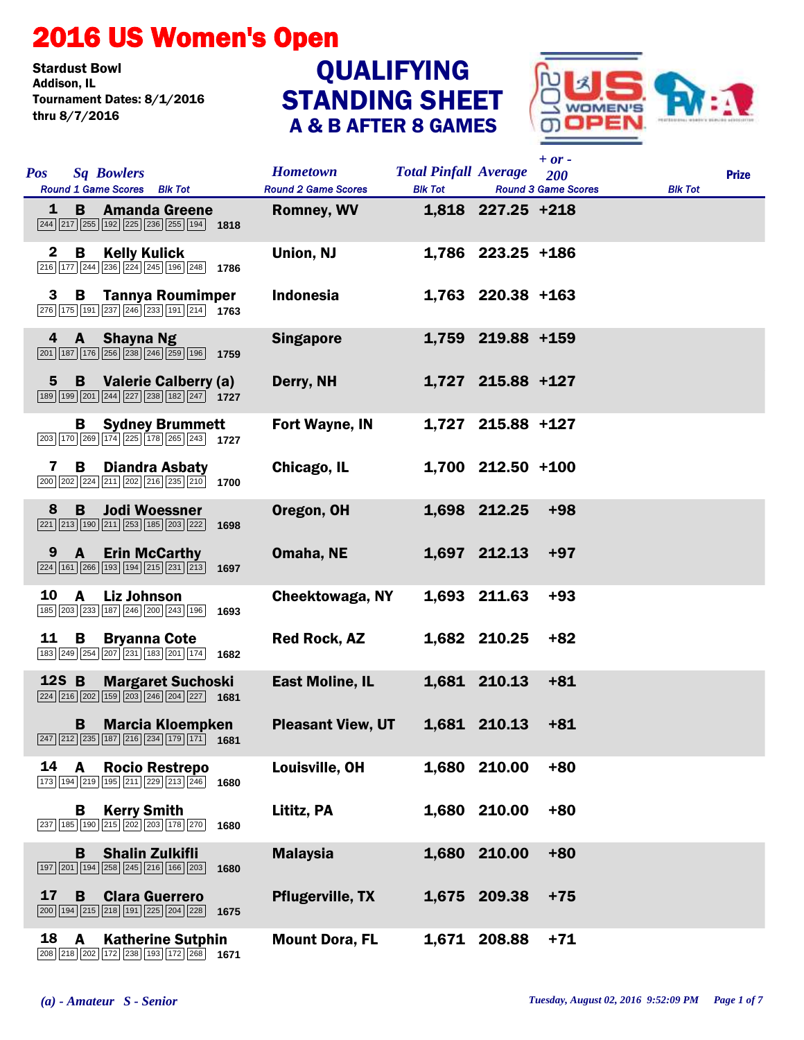# 2016 US Women's Open

**Stardust Bowl**
**Addison, IL**
**Tournament Dates: 8/1/2016 thru 8/7/2016**

## QUALIFYING STANDING SHEET
### A & B AFTER 8 GAMES

| Pos | Sq | Bowlers | Round 1 Game Scores | Blk Tot | Hometown | Total Pinfall | Average | + or - 200 | Prize |
|---|---|---|---|---|---|---|---|---|---|
| 1 | B | Amanda Greene | 244 217 255 192 225 236 255 194 | 1818 | Romney, WV | 1,818 | 227.25 | +218 | |
| 2 | B | Kelly Kulick | 216 177 244 236 224 245 196 248 | 1786 | Union, NJ | 1,786 | 223.25 | +186 | |
| 3 | B | Tannya Roumimper | 276 175 191 237 246 233 191 214 | 1763 | Indonesia | 1,763 | 220.38 | +163 | |
| 4 | A | Shayna Ng | 201 187 176 256 238 246 259 196 | 1759 | Singapore | 1,759 | 219.88 | +159 | |
| 5 | B | Valerie Calberry (a) | 189 199 201 244 227 238 182 247 | 1727 | Derry, NH | 1,727 | 215.88 | +127 | |
| | B | Sydney Brummett | 203 170 269 174 225 178 265 243 | 1727 | Fort Wayne, IN | 1,727 | 215.88 | +127 | |
| 7 | B | Diandra Asbaty | 200 202 224 211 202 216 235 210 | 1700 | Chicago, IL | 1,700 | 212.50 | +100 | |
| 8 | B | Jodi Woessner | 221 213 190 211 253 185 203 222 | 1698 | Oregon, OH | 1,698 | 212.25 | +98 | |
| 9 | A | Erin McCarthy | 224 161 266 193 194 215 231 213 | 1697 | Omaha, NE | 1,697 | 212.13 | +97 | |
| 10 | A | Liz Johnson | 185 203 233 187 246 200 243 196 | 1693 | Cheektowaga, NY | 1,693 | 211.63 | +93 | |
| 11 | B | Bryanna Cote | 183 249 254 207 231 183 201 174 | 1682 | Red Rock, AZ | 1,682 | 210.25 | +82 | |
| 12S | B | Margaret Suchoski | 224 216 202 159 203 246 204 227 | 1681 | East Moline, IL | 1,681 | 210.13 | +81 | |
| | B | Marcia Kloempken | 247 212 235 187 216 234 179 171 | 1681 | Pleasant View, UT | 1,681 | 210.13 | +81 | |
| 14 | A | Rocio Restrepo | 173 194 219 195 211 229 213 246 | 1680 | Louisville, OH | 1,680 | 210.00 | +80 | |
| | B | Kerry Smith | 237 185 190 215 202 203 178 270 | 1680 | Lititz, PA | 1,680 | 210.00 | +80 | |
| | B | Shalin Zulkifli | 197 201 194 258 245 216 166 203 | 1680 | Malaysia | 1,680 | 210.00 | +80 | |
| 17 | B | Clara Guerrero | 200 194 215 218 191 225 204 228 | 1675 | Pflugerville, TX | 1,675 | 209.38 | +75 | |
| 18 | A | Katherine Sutphin | 208 218 202 172 238 193 172 268 | 1671 | Mount Dora, FL | 1,671 | 208.88 | +71 | |

*(a) - Amateur S - Senior*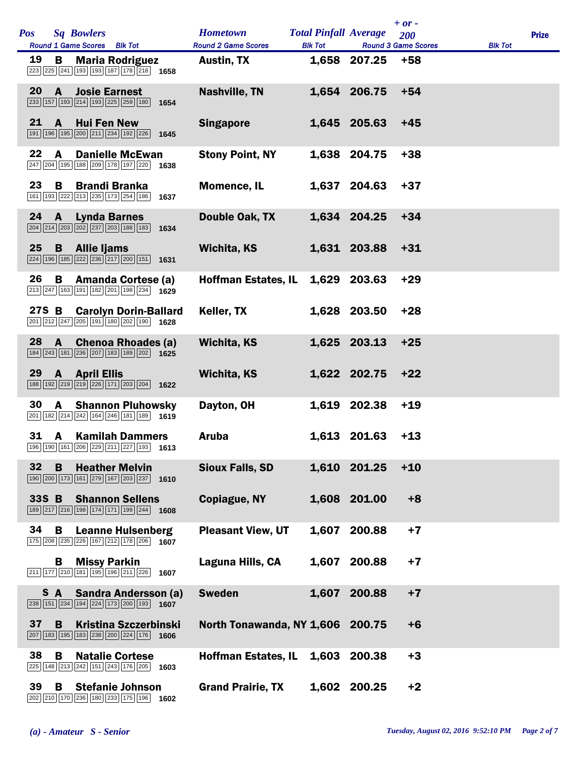| Pos | Sq | Bowlers | Hometown | Total Pinfall | Average | + or - 200 | Prize |
|---|---|---|---|---|---|---|---|
| | | Round 1 Game Scores / Blk Tot | Round 2 Game Scores / Blk Tot | | | Round 3 Game Scores / Blk Tot | |
| 19 | B | Maria Rodriguez<br>223 225 241 193 193 187 178 218 1658 | Austin, TX | 1,658 | 207.25 | +58 | |
| 20 | A | Josie Earnest<br>233 157 193 214 193 225 259 180 1654 | Nashville, TN | 1,654 | 206.75 | +54 | |
| 21 | A | Hui Fen New<br>191 196 195 200 211 234 192 226 1645 | Singapore | 1,645 | 205.63 | +45 | |
| 22 | A | Danielle McEwan<br>247 204 195 188 209 178 197 220 1638 | Stony Point, NY | 1,638 | 204.75 | +38 | |
| 23 | B | Brandi Branka<br>161 193 222 213 235 173 254 186 1637 | Momence, IL | 1,637 | 204.63 | +37 | |
| 24 | A | Lynda Barnes<br>204 214 203 202 237 203 188 183 1634 | Double Oak, TX | 1,634 | 204.25 | +34 | |
| 25 | B | Allie Ijams<br>224 196 185 222 236 217 200 151 1631 | Wichita, KS | 1,631 | 203.88 | +31 | |
| 26 | B | Amanda Cortese (a)<br>213 247 163 191 182 201 198 234 1629 | Hoffman Estates, IL | 1,629 | 203.63 | +29 | |
| 27S | B | Carolyn Dorin-Ballard<br>201 212 247 205 191 180 202 190 1628 | Keller, TX | 1,628 | 203.50 | +28 | |
| 28 | A | Chenoa Rhoades (a)<br>184 243 181 236 207 183 189 202 1625 | Wichita, KS | 1,625 | 203.13 | +25 | |
| 29 | A | April Ellis<br>188 192 219 219 226 171 203 204 1622 | Wichita, KS | 1,622 | 202.75 | +22 | |
| 30 | A | Shannon Pluhowsky<br>201 182 214 242 164 246 181 189 1619 | Dayton, OH | 1,619 | 202.38 | +19 | |
| 31 | A | Kamilah Dammers<br>196 190 161 206 229 211 227 193 1613 | Aruba | 1,613 | 201.63 | +13 | |
| 32 | B | Heather Melvin<br>190 200 173 161 279 167 203 237 1610 | Sioux Falls, SD | 1,610 | 201.25 | +10 | |
| 33S | B | Shannon Sellens<br>189 217 216 198 174 171 199 244 1608 | Copiague, NY | 1,608 | 201.00 | +8 | |
| 34 | B | Leanne Hulsenberg<br>175 208 235 226 167 212 178 206 1607 | Pleasant View, UT | 1,607 | 200.88 | +7 | |
| | B | Missy Parkin<br>211 177 210 181 195 196 211 226 1607 | Laguna Hills, CA | 1,607 | 200.88 | +7 | |
| S | A | Sandra Andersson (a)<br>238 151 234 194 224 173 200 193 1607 | Sweden | 1,607 | 200.88 | +7 | |
| 37 | B | Kristina Szczerbinski<br>207 183 195 183 238 200 224 176 1606 | North Tonawanda, NY | 1,606 | 200.75 | +6 | |
| 38 | B | Natalie Cortese<br>225 148 213 242 151 243 176 205 1603 | Hoffman Estates, IL | 1,603 | 200.38 | +3 | |
| 39 | B | Stefanie Johnson<br>202 210 170 236 180 233 175 196 1602 | Grand Prairie, TX | 1,602 | 200.25 | +2 | |

*(a) - Amateur S - Senior*

*Tuesday, August 02, 2016 9:52:10 PM*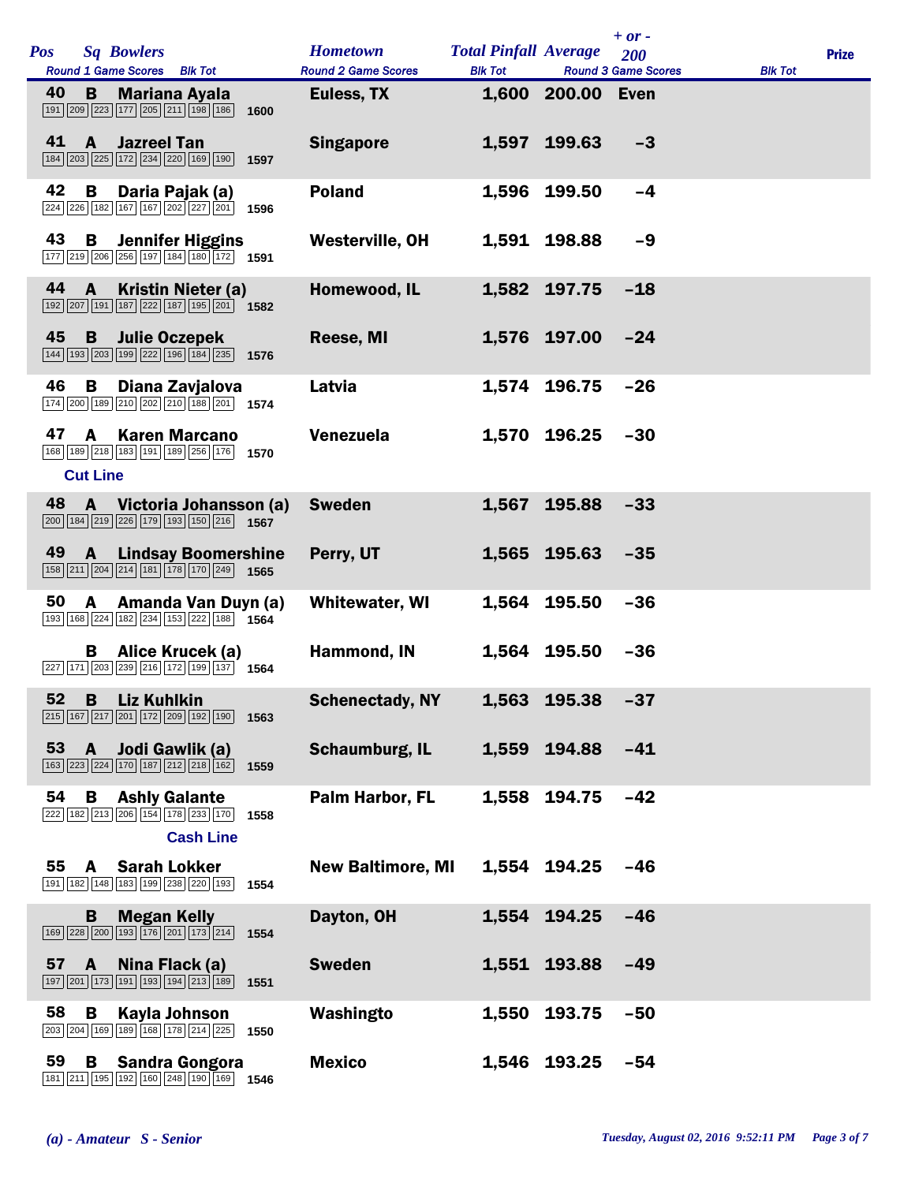| Pos | Sq | Bowlers | Hometown | Total Pinfall | Average | + or - 200 | Prize |
|---|---|---|---|---|---|---|---|
| | | Round 1 Game Scores / Blk Tot | Round 2 Game Scores | Blk Tot | Round 3 Game Scores | Blk Tot | |
| 40 | B | Mariana Ayala<br>191 209 223 177 205 211 198 186 1600 | Euless, TX | 1,600 | 200.00 | Even | |
| 41 | A | Jazreel Tan<br>184 203 225 172 234 220 169 190 1597 | Singapore | 1,597 | 199.63 | -3 | |
| 42 | B | Daria Pajak (a)<br>224 226 182 167 167 202 227 201 1596 | Poland | 1,596 | 199.50 | -4 | |
| 43 | B | Jennifer Higgins<br>177 219 206 256 197 184 180 172 1591 | Westerville, OH | 1,591 | 198.88 | -9 | |
| 44 | A | Kristin Nieter (a)<br>192 207 191 187 222 187 195 201 1582 | Homewood, IL | 1,582 | 197.75 | -18 | |
| 45 | B | Julie Oczepek<br>144 193 203 199 222 196 184 235 1576 | Reese, MI | 1,576 | 197.00 | -24 | |
| 46 | B | Diana Zavjalova<br>174 200 189 210 202 210 188 201 1574 | Latvia | 1,574 | 196.75 | -26 | |
| 47 | A | Karen Marcano<br>168 189 218 183 191 189 256 176 1570 | Venezuela | 1,570 | 196.25 | -30 | |
| | | **Cut Line** | | | | | |
| 48 | A | Victoria Johansson (a)<br>200 184 219 226 179 193 150 216 1567 | Sweden | 1,567 | 195.88 | -33 | |
| 49 | A | Lindsay Boomershine<br>158 211 204 214 181 178 170 249 1565 | Perry, UT | 1,565 | 195.63 | -35 | |
| 50 | A | Amanda Van Duyn (a)<br>193 168 224 182 234 153 222 188 1564 | Whitewater, WI | 1,564 | 195.50 | -36 | |
| | B | Alice Krucek (a)<br>227 171 203 239 216 172 199 137 1564 | Hammond, IN | 1,564 | 195.50 | -36 | |
| 52 | B | Liz Kuhlkin<br>215 167 217 201 172 209 192 190 1563 | Schenectady, NY | 1,563 | 195.38 | -37 | |
| 53 | A | Jodi Gawlik (a)<br>163 223 224 170 187 212 218 162 1559 | Schaumburg, IL | 1,559 | 194.88 | -41 | |
| 54 | B | Ashly Galante<br>222 182 213 206 154 178 233 170 1558 | Palm Harbor, FL | 1,558 | 194.75 | -42 | |
| | | **Cash Line** | | | | | |
| 55 | A | Sarah Lokker<br>191 182 148 183 199 238 220 193 1554 | New Baltimore, MI | 1,554 | 194.25 | -46 | |
| | B | Megan Kelly<br>169 228 200 193 176 201 173 214 1554 | Dayton, OH | 1,554 | 194.25 | -46 | |
| 57 | A | Nina Flack (a)<br>197 201 173 191 193 194 213 189 1551 | Sweden | 1,551 | 193.88 | -49 | |
| 58 | B | Kayla Johnson<br>203 204 169 189 168 178 214 225 1550 | Washingto | 1,550 | 193.75 | -50 | |
| 59 | B | Sandra Gongora<br>181 211 195 192 160 248 190 169 1546 | Mexico | 1,546 | 193.25 | -54 | |

*(a) - Amateur S - Senior*

*Tuesday, August 02, 2016 9:52:11 PM*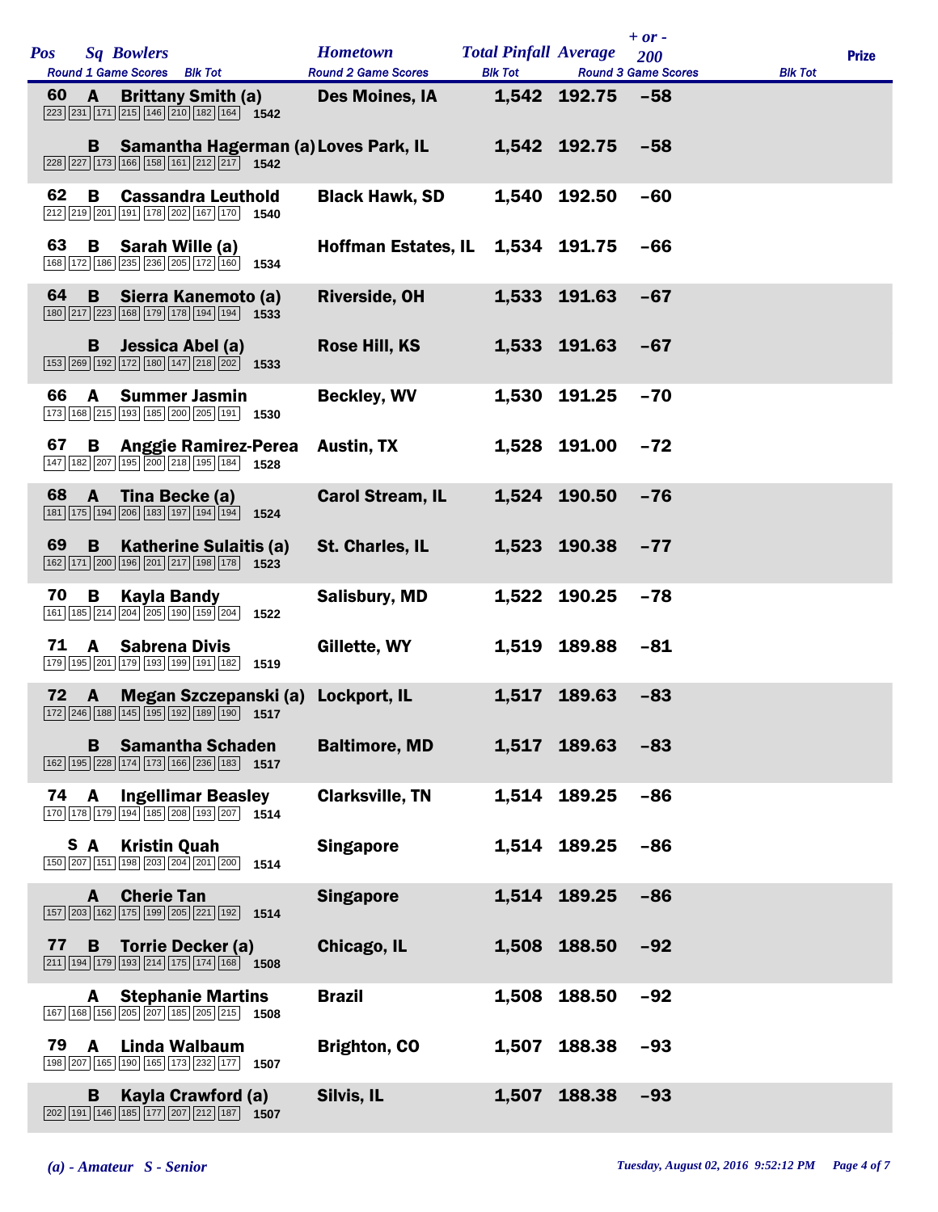| Pos | Sq | Bowlers | Hometown | Total Pinfall | Average | + or - 200 | Prize |
|---|---|---|---|---|---|---|---|
| | | Round 1 Game Scores / Blk Tot | Round 2 Game Scores / Blk Tot | | | Round 3 Game Scores / Blk Tot | |
| 60 | A | Brittany Smith (a) | Des Moines, IA | 1,542 | 192.75 | -58 | |
| | | 223 231 171 215 146 210 182 164 1542 | | | | | |
| | B | Samantha Hagerman (a) | Loves Park, IL | 1,542 | 192.75 | -58 | |
| | | 228 227 173 166 158 161 212 217 1542 | | | | | |
| 62 | B | Cassandra Leuthold | Black Hawk, SD | 1,540 | 192.50 | -60 | |
| | | 212 219 201 191 178 202 167 170 1540 | | | | | |
| 63 | B | Sarah Wille (a) | Hoffman Estates, IL | 1,534 | 191.75 | -66 | |
| | | 168 172 186 235 236 205 172 160 1534 | | | | | |
| 64 | B | Sierra Kanemoto (a) | Riverside, OH | 1,533 | 191.63 | -67 | |
| | | 180 217 223 168 179 178 194 194 1533 | | | | | |
| | B | Jessica Abel (a) | Rose Hill, KS | 1,533 | 191.63 | -67 | |
| | | 153 269 192 172 180 147 218 202 1533 | | | | | |
| 66 | A | Summer Jasmin | Beckley, WV | 1,530 | 191.25 | -70 | |
| | | 173 168 215 193 185 200 205 191 1530 | | | | | |
| 67 | B | Anggie Ramirez-Perea | Austin, TX | 1,528 | 191.00 | -72 | |
| | | 147 182 207 195 200 218 195 184 1528 | | | | | |
| 68 | A | Tina Becke (a) | Carol Stream, IL | 1,524 | 190.50 | -76 | |
| | | 181 175 194 206 183 197 194 194 1524 | | | | | |
| 69 | B | Katherine Sulaitis (a) | St. Charles, IL | 1,523 | 190.38 | -77 | |
| | | 162 171 200 196 201 217 198 178 1523 | | | | | |
| 70 | B | Kayla Bandy | Salisbury, MD | 1,522 | 190.25 | -78 | |
| | | 161 185 214 204 205 190 159 204 1522 | | | | | |
| 71 | A | Sabrena Divis | Gillette, WY | 1,519 | 189.88 | -81 | |
| | | 179 195 201 179 193 199 191 182 1519 | | | | | |
| 72 | A | Megan Szczepanski (a) | Lockport, IL | 1,517 | 189.63 | -83 | |
| | | 172 246 188 145 195 192 189 190 1517 | | | | | |
| | B | Samantha Schaden | Baltimore, MD | 1,517 | 189.63 | -83 | |
| | | 162 195 228 174 173 166 236 183 1517 | | | | | |
| 74 | A | Ingellimar Beasley | Clarksville, TN | 1,514 | 189.25 | -86 | |
| | | 170 178 179 194 185 208 193 207 1514 | | | | | |
| S | A | Kristin Quah | Singapore | 1,514 | 189.25 | -86 | |
| | | 150 207 151 198 203 204 201 200 1514 | | | | | |
| | A | Cherie Tan | Singapore | 1,514 | 189.25 | -86 | |
| | | 157 203 162 175 199 205 221 192 1514 | | | | | |
| 77 | B | Torrie Decker (a) | Chicago, IL | 1,508 | 188.50 | -92 | |
| | | 211 194 179 193 214 175 174 168 1508 | | | | | |
| | A | Stephanie Martins | Brazil | 1,508 | 188.50 | -92 | |
| | | 167 168 156 205 207 185 205 215 1508 | | | | | |
| 79 | A | Linda Walbaum | Brighton, CO | 1,507 | 188.38 | -93 | |
| | | 198 207 165 190 165 173 232 177 1507 | | | | | |
| | B | Kayla Crawford (a) | Silvis, IL | 1,507 | 188.38 | -93 | |
| | | 202 191 146 185 177 207 212 187 1507 | | | | | |

*(a) - Amateur S - Senior*

*Tuesday, August 02, 2016 9:52:12 PM*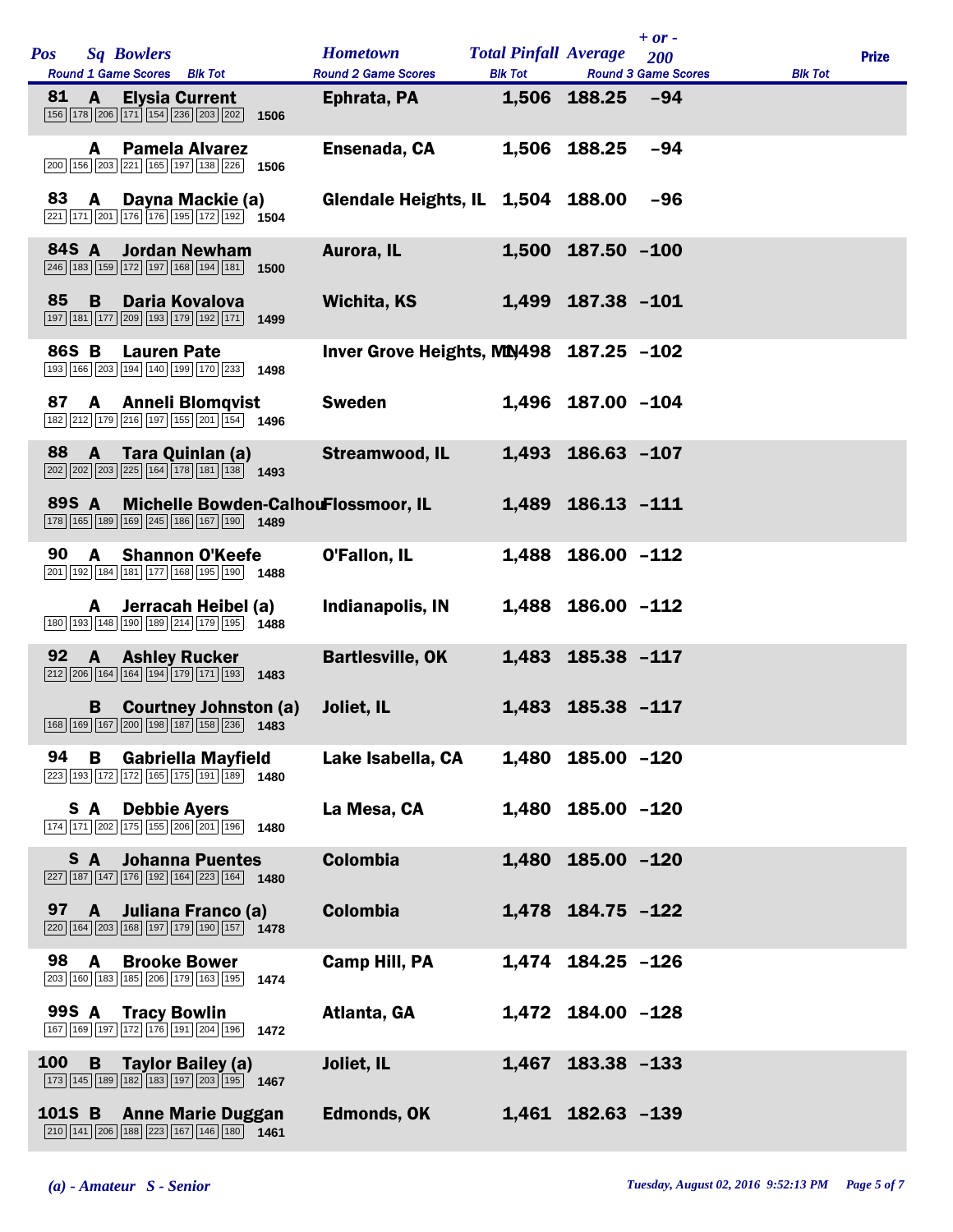| Pos | Sq | Bowlers | Hometown | Total Pinfall | Average | + or - 200 | Prize |
|---|---|---|---|---|---|---|---|
| | | Round 1 Game Scores / Blk Tot | Round 2 Game Scores / Blk Tot | | Round 3 Game Scores / Blk Tot | | |
| 81 | A | Elysia Current | Ephrata, PA | 1,506 | 188.25 | -94 | |
| | | 156 178 206 171 154 236 203 202 1506 | | | | | |
| | A | Pamela Alvarez | Ensenada, CA | 1,506 | 188.25 | -94 | |
| | | 200 156 203 221 165 197 138 226 1506 | | | | | |
| 83 | A | Dayna Mackie (a) | Glendale Heights, IL | 1,504 | 188.00 | -96 | |
| | | 221 171 201 176 176 195 172 192 1504 | | | | | |
| 84S | A | Jordan Newham | Aurora, IL | 1,500 | 187.50 | -100 | |
| | | 246 183 159 172 197 168 194 181 1500 | | | | | |
| 85 | B | Daria Kovalova | Wichita, KS | 1,499 | 187.38 | -101 | |
| | | 197 181 177 209 193 179 192 171 1499 | | | | | |
| 86S | B | Lauren Pate | Inver Grove Heights, MN | 1,498 | 187.25 | -102 | |
| | | 193 166 203 194 140 199 170 233 1498 | | | | | |
| 87 | A | Anneli Blomqvist | Sweden | 1,496 | 187.00 | -104 | |
| | | 182 212 179 216 197 155 201 154 1496 | | | | | |
| 88 | A | Tara Quinlan (a) | Streamwood, IL | 1,493 | 186.63 | -107 | |
| | | 202 202 203 225 164 178 181 138 1493 | | | | | |
| 89S | A | Michelle Bowden-Calhoun | Flossmoor, IL | 1,489 | 186.13 | -111 | |
| | | 178 165 189 169 245 186 167 190 1489 | | | | | |
| 90 | A | Shannon O'Keefe | O'Fallon, IL | 1,488 | 186.00 | -112 | |
| | | 201 192 184 181 177 168 195 190 1488 | | | | | |
| | A | Jerracah Heibel (a) | Indianapolis, IN | 1,488 | 186.00 | -112 | |
| | | 180 193 148 190 189 214 179 195 1488 | | | | | |
| 92 | A | Ashley Rucker | Bartlesville, OK | 1,483 | 185.38 | -117 | |
| | | 212 206 164 164 194 179 171 193 1483 | | | | | |
| | B | Courtney Johnston (a) | Joliet, IL | 1,483 | 185.38 | -117 | |
| | | 168 169 167 200 198 187 158 236 1483 | | | | | |
| 94 | B | Gabriella Mayfield | Lake Isabella, CA | 1,480 | 185.00 | -120 | |
| | | 223 193 172 172 165 175 191 189 1480 | | | | | |
| S | A | Debbie Ayers | La Mesa, CA | 1,480 | 185.00 | -120 | |
| | | 174 171 202 175 155 206 201 196 1480 | | | | | |
| S | A | Johanna Puentes | Colombia | 1,480 | 185.00 | -120 | |
| | | 227 187 147 176 192 164 223 164 1480 | | | | | |
| 97 | A | Juliana Franco (a) | Colombia | 1,478 | 184.75 | -122 | |
| | | 220 164 203 168 197 179 190 157 1478 | | | | | |
| 98 | A | Brooke Bower | Camp Hill, PA | 1,474 | 184.25 | -126 | |
| | | 203 160 183 185 206 179 163 195 1474 | | | | | |
| 99S | A | Tracy Bowlin | Atlanta, GA | 1,472 | 184.00 | -128 | |
| | | 167 169 197 172 176 191 204 196 1472 | | | | | |
| 100 | B | Taylor Bailey (a) | Joliet, IL | 1,467 | 183.38 | -133 | |
| | | 173 145 189 182 183 197 203 195 1467 | | | | | |
| 101S | B | Anne Marie Duggan | Edmonds, OK | 1,461 | 182.63 | -139 | |
| | | 210 141 206 188 223 167 146 180 1461 | | | | | |

*(a) - Amateur S - Senior*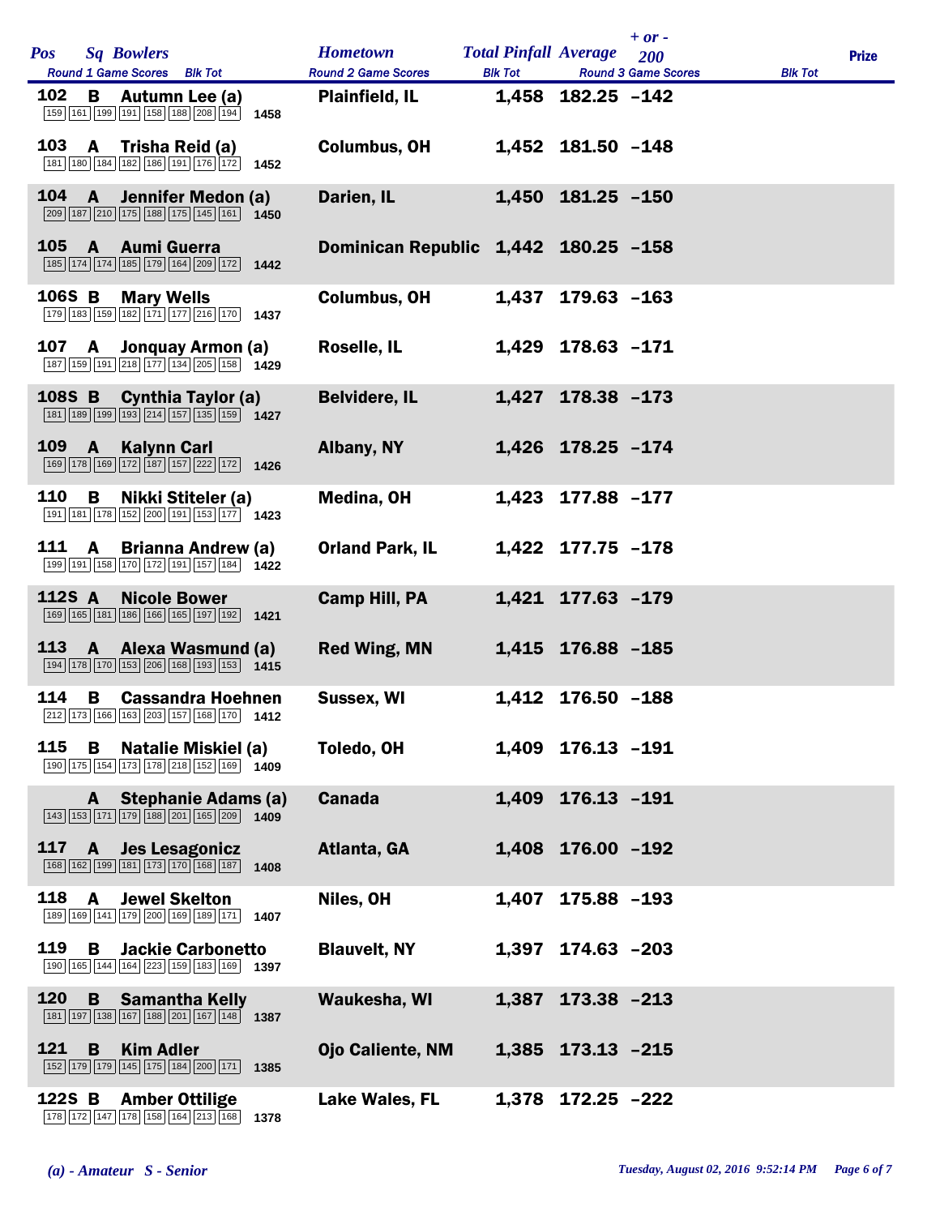| Pos | Sq | Bowlers | Hometown | Total Pinfall | Average | + or - 200 | Prize |
|---|---|---|---|---|---|---|---|
| Round 1 Game Scores | | Blk Tot | Round 2 Game Scores | Blk Tot | Round 3 Game Scores | Blk Tot | |
| 102 | B | Autumn Lee (a) | Plainfield, IL | 1,458 | 182.25 | -142 | |
| 159 161 199 191 158 188 208 194 | | 1458 | | | | | |
| 103 | A | Trisha Reid (a) | Columbus, OH | 1,452 | 181.50 | -148 | |
| 181 180 184 182 186 191 176 172 | | 1452 | | | | | |
| 104 | A | Jennifer Medon (a) | Darien, IL | 1,450 | 181.25 | -150 | |
| 209 187 210 175 188 175 145 161 | | 1450 | | | | | |
| 105 | A | Aumi Guerra | Dominican Republic | 1,442 | 180.25 | -158 | |
| 185 174 174 185 179 164 209 172 | | 1442 | | | | | |
| 106S | B | Mary Wells | Columbus, OH | 1,437 | 179.63 | -163 | |
| 179 183 159 182 171 177 216 170 | | 1437 | | | | | |
| 107 | A | Jonquay Armon (a) | Roselle, IL | 1,429 | 178.63 | -171 | |
| 187 159 191 218 177 134 205 158 | | 1429 | | | | | |
| 108S | B | Cynthia Taylor (a) | Belvidere, IL | 1,427 | 178.38 | -173 | |
| 181 189 199 193 214 157 135 159 | | 1427 | | | | | |
| 109 | A | Kalynn Carl | Albany, NY | 1,426 | 178.25 | -174 | |
| 169 178 169 172 187 157 222 172 | | 1426 | | | | | |
| 110 | B | Nikki Stiteler (a) | Medina, OH | 1,423 | 177.88 | -177 | |
| 191 181 178 152 200 191 153 177 | | 1423 | | | | | |
| 111 | A | Brianna Andrew (a) | Orland Park, IL | 1,422 | 177.75 | -178 | |
| 199 191 158 170 172 191 157 184 | | 1422 | | | | | |
| 112S | A | Nicole Bower | Camp Hill, PA | 1,421 | 177.63 | -179 | |
| 169 165 181 186 166 165 197 192 | | 1421 | | | | | |
| 113 | A | Alexa Wasmund (a) | Red Wing, MN | 1,415 | 176.88 | -185 | |
| 194 178 170 153 206 168 193 153 | | 1415 | | | | | |
| 114 | B | Cassandra Hoehnen | Sussex, WI | 1,412 | 176.50 | -188 | |
| 212 173 166 163 203 157 168 170 | | 1412 | | | | | |
| 115 | B | Natalie Miskiel (a) | Toledo, OH | 1,409 | 176.13 | -191 | |
| 190 175 154 173 178 218 152 169 | | 1409 | | | | | |
| | A | Stephanie Adams (a) | Canada | 1,409 | 176.13 | -191 | |
| 143 153 171 179 188 201 165 209 | | 1409 | | | | | |
| 117 | A | Jes Lesagonicz | Atlanta, GA | 1,408 | 176.00 | -192 | |
| 168 162 199 181 173 170 168 187 | | 1408 | | | | | |
| 118 | A | Jewel Skelton | Niles, OH | 1,407 | 175.88 | -193 | |
| 189 169 141 179 200 169 189 171 | | 1407 | | | | | |
| 119 | B | Jackie Carbonetto | Blauvelt, NY | 1,397 | 174.63 | -203 | |
| 190 165 144 164 223 159 183 169 | | 1397 | | | | | |
| 120 | B | Samantha Kelly | Waukesha, WI | 1,387 | 173.38 | -213 | |
| 181 197 138 167 188 201 167 148 | | 1387 | | | | | |
| 121 | B | Kim Adler | Ojo Caliente, NM | 1,385 | 173.13 | -215 | |
| 152 179 179 145 175 184 200 171 | | 1385 | | | | | |
| 122S | B | Amber Ottilige | Lake Wales, FL | 1,378 | 172.25 | -222 | |
| 178 172 147 178 158 164 213 168 | | 1378 | | | | | |

*(a) - Amateur S - Senior*

*Tuesday, August 02, 2016 9:52:14 PM*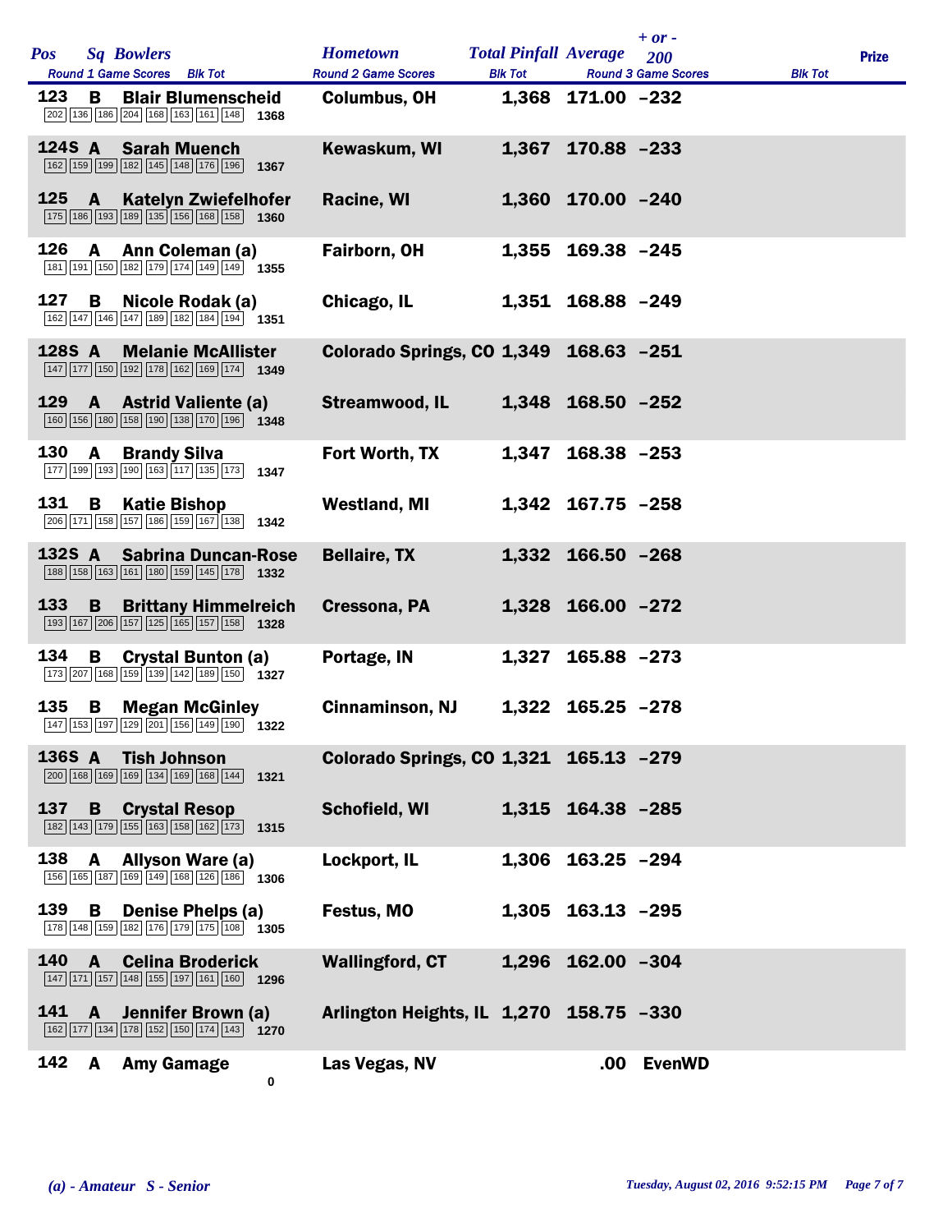| Pos | Sq | Bowlers | Hometown | Total Pinfall | Average | + or - 200 | Prize |
|---|---|---|---|---|---|---|---|
| Round 1 Game Scores / Blk Tot | | | Round 2 Game Scores / Blk Tot | | Round 3 Game Scores / Blk Tot | | |
| 123 | B | Blair Blumenscheid | Columbus, OH | 1,368 | 171.00 | -232 | |
| 202 136 186 204 168 163 161 148 1368 | | | | | | | |
| 124S | A | Sarah Muench | Kewaskum, WI | 1,367 | 170.88 | -233 | |
| 162 159 199 182 145 148 176 196 1367 | | | | | | | |
| 125 | A | Katelyn Zwiefelhofer | Racine, WI | 1,360 | 170.00 | -240 | |
| 175 186 193 189 135 156 168 158 1360 | | | | | | | |
| 126 | A | Ann Coleman (a) | Fairborn, OH | 1,355 | 169.38 | -245 | |
| 181 191 150 182 179 174 149 149 1355 | | | | | | | |
| 127 | B | Nicole Rodak (a) | Chicago, IL | 1,351 | 168.88 | -249 | |
| 162 147 146 147 189 182 184 194 1351 | | | | | | | |
| 128S | A | Melanie McAllister | Colorado Springs, CO | 1,349 | 168.63 | -251 | |
| 147 177 150 192 178 162 169 174 1349 | | | | | | | |
| 129 | A | Astrid Valiente (a) | Streamwood, IL | 1,348 | 168.50 | -252 | |
| 160 156 180 158 190 138 170 196 1348 | | | | | | | |
| 130 | A | Brandy Silva | Fort Worth, TX | 1,347 | 168.38 | -253 | |
| 177 199 193 190 163 117 135 173 1347 | | | | | | | |
| 131 | B | Katie Bishop | Westland, MI | 1,342 | 167.75 | -258 | |
| 206 171 158 157 186 159 167 138 1342 | | | | | | | |
| 132S | A | Sabrina Duncan-Rose | Bellaire, TX | 1,332 | 166.50 | -268 | |
| 188 158 163 161 180 159 145 178 1332 | | | | | | | |
| 133 | B | Brittany Himmelreich | Cressona, PA | 1,328 | 166.00 | -272 | |
| 193 167 206 157 125 165 157 158 1328 | | | | | | | |
| 134 | B | Crystal Bunton (a) | Portage, IN | 1,327 | 165.88 | -273 | |
| 173 207 168 159 139 142 189 150 1327 | | | | | | | |
| 135 | B | Megan McGinley | Cinnaminson, NJ | 1,322 | 165.25 | -278 | |
| 147 153 197 129 201 156 149 190 1322 | | | | | | | |
| 136S | A | Tish Johnson | Colorado Springs, CO | 1,321 | 165.13 | -279 | |
| 200 168 169 169 134 169 168 144 1321 | | | | | | | |
| 137 | B | Crystal Resop | Schofield, WI | 1,315 | 164.38 | -285 | |
| 182 143 179 155 163 158 162 173 1315 | | | | | | | |
| 138 | A | Allyson Ware (a) | Lockport, IL | 1,306 | 163.25 | -294 | |
| 156 165 187 169 149 168 126 186 1306 | | | | | | | |
| 139 | B | Denise Phelps (a) | Festus, MO | 1,305 | 163.13 | -295 | |
| 178 148 159 182 176 179 175 108 1305 | | | | | | | |
| 140 | A | Celina Broderick | Wallingford, CT | 1,296 | 162.00 | -304 | |
| 147 171 157 148 155 197 161 160 1296 | | | | | | | |
| 141 | A | Jennifer Brown (a) | Arlington Heights, IL | 1,270 | 158.75 | -330 | |
| 162 177 134 178 152 150 174 143 1270 | | | | | | | |
| 142 | A | Amy Gamage | Las Vegas, NV | | .00 | EvenWD | |
| 0 | | | | | | | |

*(a) - Amateur S - Senior*